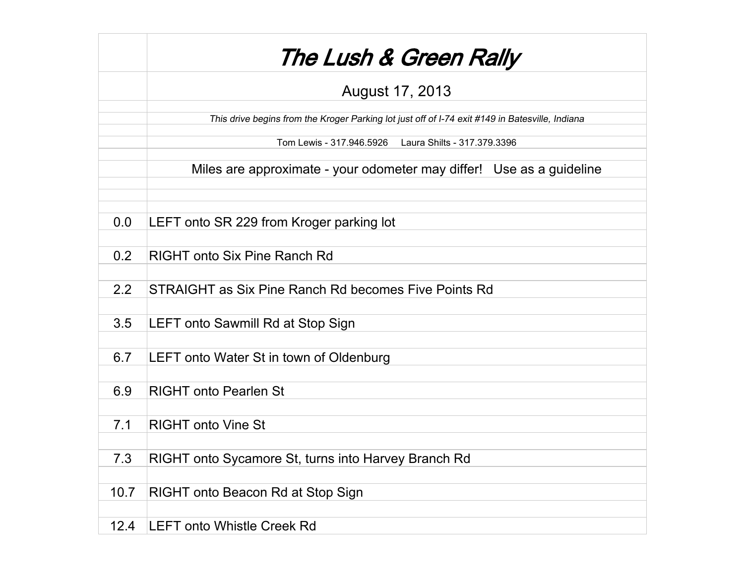# *The Lush & Green Rally*

August 17, 2013

*This drive begins from the Kroger Parking lot just off of I-74 exit #149 in Batesville, Indiana*

Tom Lewis - 317.946.5926 Laura Shilts - 317.379.3396

Miles are approximate - your odometer may differ! Use as a guideline

| Miles | Directions |
|---|---|
| 0.0 | LEFT onto SR 229 from Kroger parking lot |
| 0.2 | RIGHT onto Six Pine Ranch Rd |
| 2.2 | STRAIGHT as Six Pine Ranch Rd becomes Five Points Rd |
| 3.5 | LEFT onto Sawmill Rd at Stop Sign |
| 6.7 | LEFT onto Water St in town of Oldenburg |
| 6.9 | RIGHT onto Pearlen St |
| 7.1 | RIGHT onto Vine St |
| 7.3 | RIGHT onto Sycamore St, turns into Harvey Branch Rd |
| 10.7 | RIGHT onto Beacon Rd at Stop Sign |
| 12.4 | LEFT onto Whistle Creek Rd |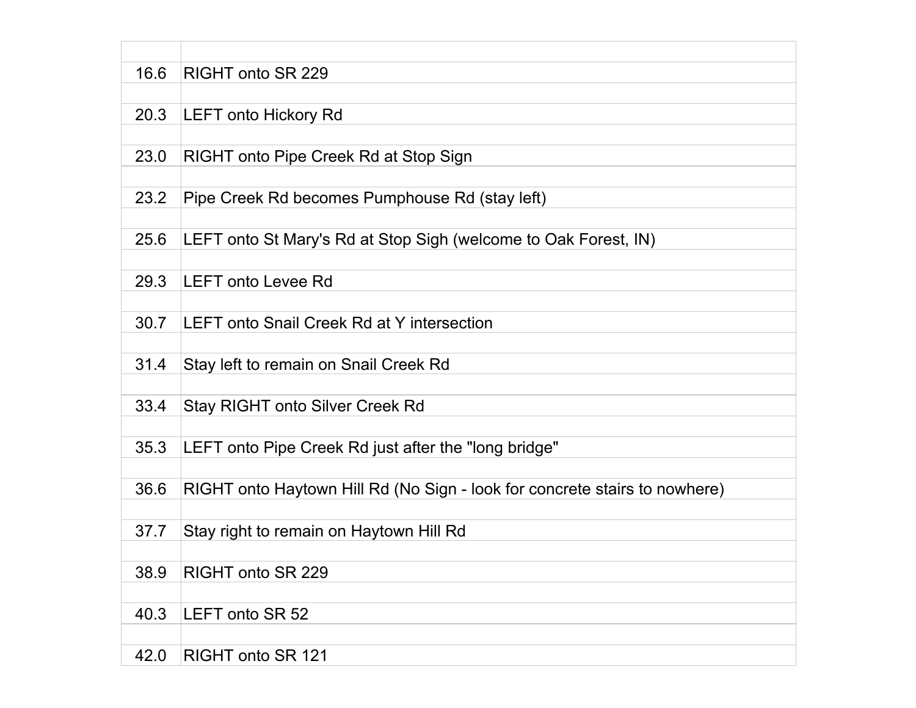| | |
|---|---|
| 16.6 | RIGHT onto SR 229 |
| | |
| 20.3 | LEFT onto Hickory Rd |
| | |
| 23.0 | RIGHT onto Pipe Creek Rd at Stop Sign |
| | |
| 23.2 | Pipe Creek Rd becomes Pumphouse Rd (stay left) |
| | |
| 25.6 | LEFT onto St Mary's Rd at Stop Sigh (welcome to Oak Forest, IN) |
| | |
| 29.3 | LEFT onto Levee Rd |
| | |
| 30.7 | LEFT onto Snail Creek Rd at Y intersection |
| | |
| 31.4 | Stay left to remain on Snail Creek Rd |
| | |
| 33.4 | Stay RIGHT onto Silver Creek Rd |
| | |
| 35.3 | LEFT onto Pipe Creek Rd just after the "long bridge" |
| | |
| 36.6 | RIGHT onto Haytown Hill Rd (No Sign - look for concrete stairs to nowhere) |
| | |
| 37.7 | Stay right to remain on Haytown Hill Rd |
| | |
| 38.9 | RIGHT onto SR 229 |
| | |
| 40.3 | LEFT onto SR 52 |
| | |
| 42.0 | RIGHT onto SR 121 |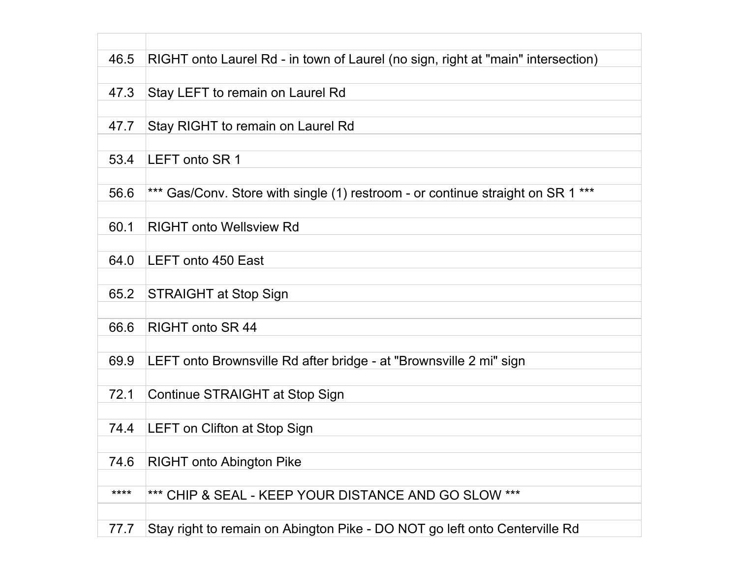| | |
|---|---|
| 46.5 | RIGHT onto Laurel Rd - in town of Laurel (no sign, right at "main" intersection) |
| 47.3 | Stay LEFT to remain on Laurel Rd |
| 47.7 | Stay RIGHT to remain on Laurel Rd |
| 53.4 | LEFT onto SR 1 |
| 56.6 | *** Gas/Conv. Store with single (1) restroom - or continue straight on SR 1 *** |
| 60.1 | RIGHT onto Wellsview Rd |
| 64.0 | LEFT onto 450 East |
| 65.2 | STRAIGHT at Stop Sign |
| 66.6 | RIGHT onto SR 44 |
| 69.9 | LEFT onto Brownsville Rd after bridge - at "Brownsville 2 mi" sign |
| 72.1 | Continue STRAIGHT at Stop Sign |
| 74.4 | LEFT on Clifton at Stop Sign |
| 74.6 | RIGHT onto Abington Pike |
| **** | *** CHIP & SEAL - KEEP YOUR DISTANCE AND GO SLOW *** |
| 77.7 | Stay right to remain on Abington Pike - DO NOT go left onto Centerville Rd |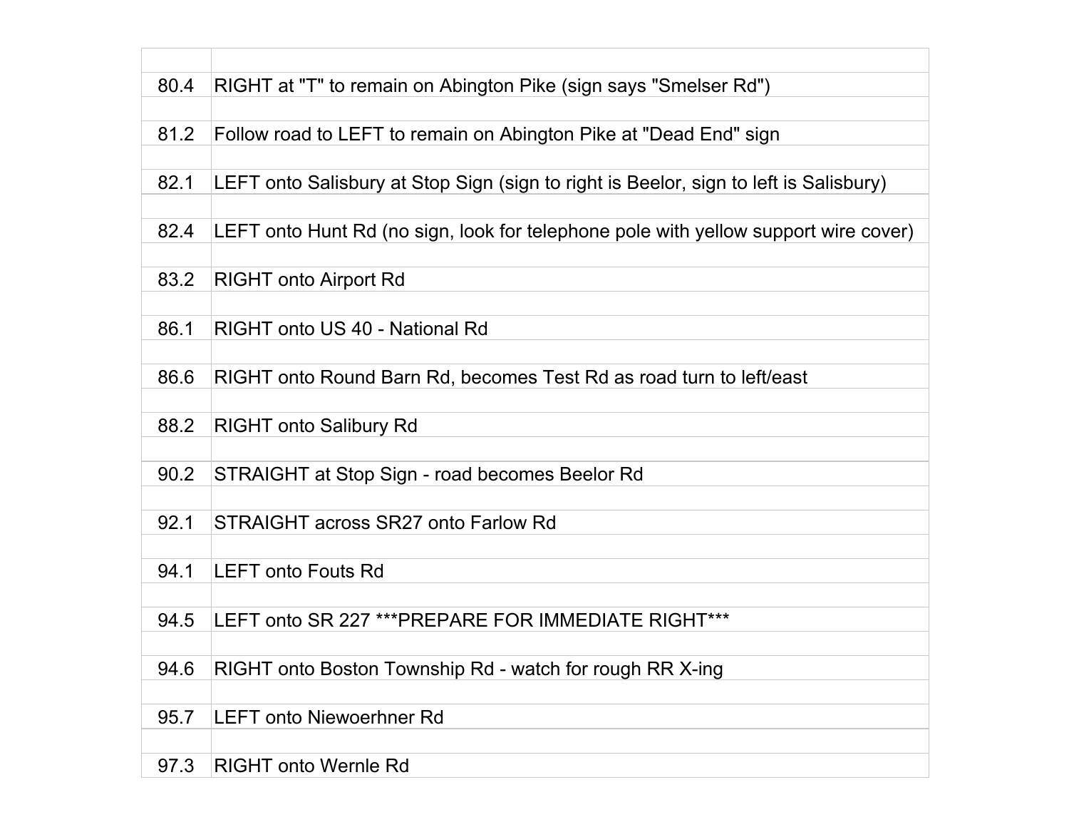| | |
|---|---|
| 80.4 | RIGHT at "T" to remain on Abington Pike (sign says "Smelser Rd") |
| 81.2 | Follow road to LEFT to remain on Abington Pike at "Dead End" sign |
| 82.1 | LEFT onto Salisbury at Stop Sign (sign to right is Beelor, sign to left is Salisbury) |
| 82.4 | LEFT onto Hunt Rd (no sign, look for telephone pole with yellow support wire cover) |
| 83.2 | RIGHT onto Airport Rd |
| 86.1 | RIGHT onto US 40 - National Rd |
| 86.6 | RIGHT onto Round Barn Rd, becomes Test Rd as road turn to left/east |
| 88.2 | RIGHT onto Salibury Rd |
| 90.2 | STRAIGHT at Stop Sign - road becomes Beelor Rd |
| 92.1 | STRAIGHT across SR27 onto Farlow Rd |
| 94.1 | LEFT onto Fouts Rd |
| 94.5 | LEFT onto SR 227 ***PREPARE FOR IMMEDIATE RIGHT*** |
| 94.6 | RIGHT onto Boston Township Rd - watch for rough RR X-ing |
| 95.7 | LEFT onto Niewoerhner Rd |
| 97.3 | RIGHT onto Wernle Rd |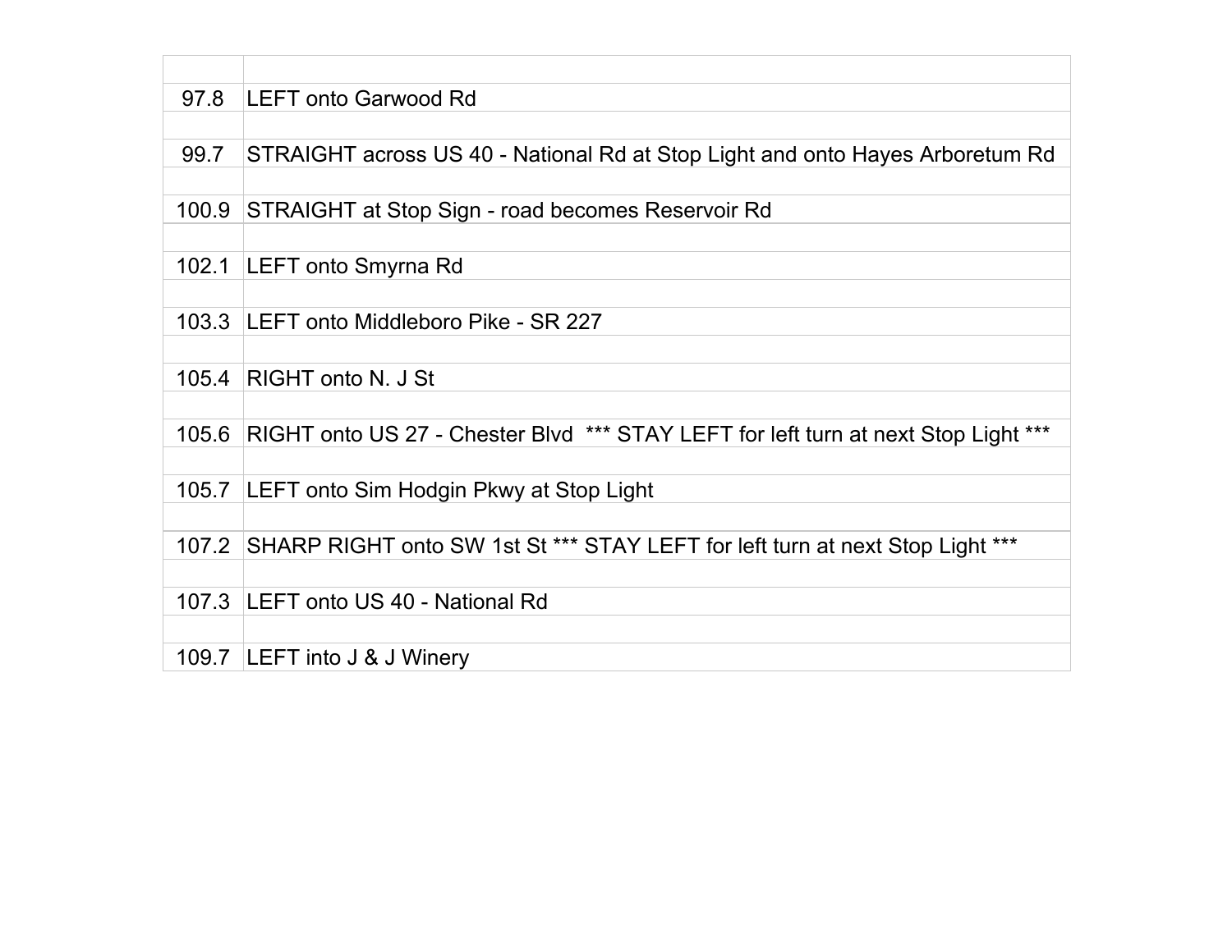| | |
|---|---|
| 97.8 | LEFT onto Garwood Rd |
| 99.7 | STRAIGHT across US 40 - National Rd at Stop Light and onto Hayes Arboretum Rd |
| 100.9 | STRAIGHT at Stop Sign - road becomes Reservoir Rd |
| 102.1 | LEFT onto Smyrna Rd |
| 103.3 | LEFT onto Middleboro Pike - SR 227 |
| 105.4 | RIGHT onto N. J St |
| 105.6 | RIGHT onto US 27 - Chester Blvd *** STAY LEFT for left turn at next Stop Light *** |
| 105.7 | LEFT onto Sim Hodgin Pkwy at Stop Light |
| 107.2 | SHARP RIGHT onto SW 1st St *** STAY LEFT for left turn at next Stop Light *** |
| 107.3 | LEFT onto US 40 - National Rd |
| 109.7 | LEFT into J & J Winery |